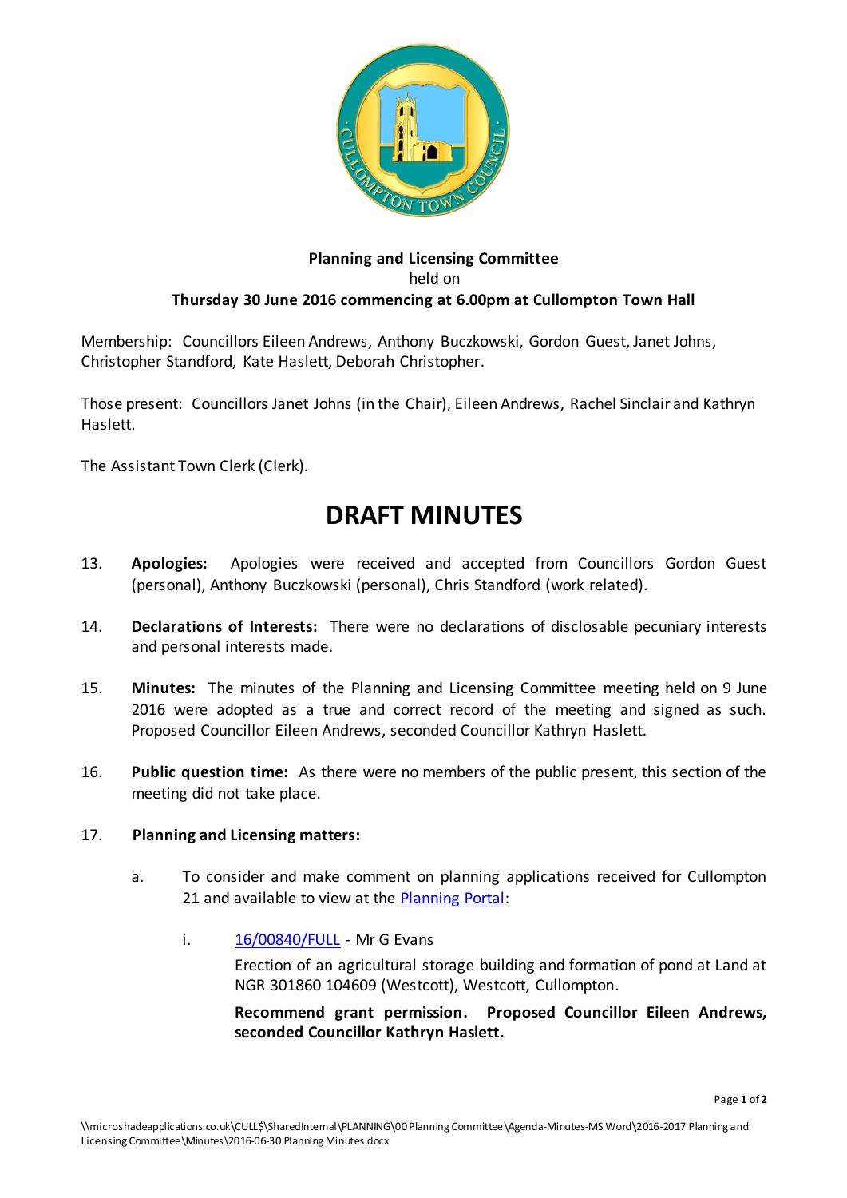**Planning and Licensing Committee**
held on
**Thursday 30 June 2016 commencing at 6.00pm at Cullompton Town Hall**

Membership: Councillors Eileen Andrews, Anthony Buczkowski, Gordon Guest, Janet Johns, Christopher Standford, Kate Haslett, Deborah Christopher.

Those present: Councillors Janet Johns (in the Chair), Eileen Andrews, Rachel Sinclair and Kathryn Haslett.

The Assistant Town Clerk (Clerk).

# DRAFT MINUTES

13. **Apologies:** Apologies were received and accepted from Councillors Gordon Guest (personal), Anthony Buczkowski (personal), Chris Standford (work related).

14. **Declarations of Interests:** There were no declarations of disclosable pecuniary interests and personal interests made.

15. **Minutes:** The minutes of the Planning and Licensing Committee meeting held on 9 June 2016 were adopted as a true and correct record of the meeting and signed as such. Proposed Councillor Eileen Andrews, seconded Councillor Kathryn Haslett.

16. **Public question time:** As there were no members of the public present, this section of the meeting did not take place.

17. **Planning and Licensing matters:**

    a. To consider and make comment on planning applications received for Cullompton 21 and available to view at the Planning Portal:

        i. 16/00840/FULL - Mr G Evans

           Erection of an agricultural storage building and formation of pond at Land at NGR 301860 104609 (Westcott), Westcott, Cullompton.

           **Recommend grant permission. Proposed Councillor Eileen Andrews, seconded Councillor Kathryn Haslett.**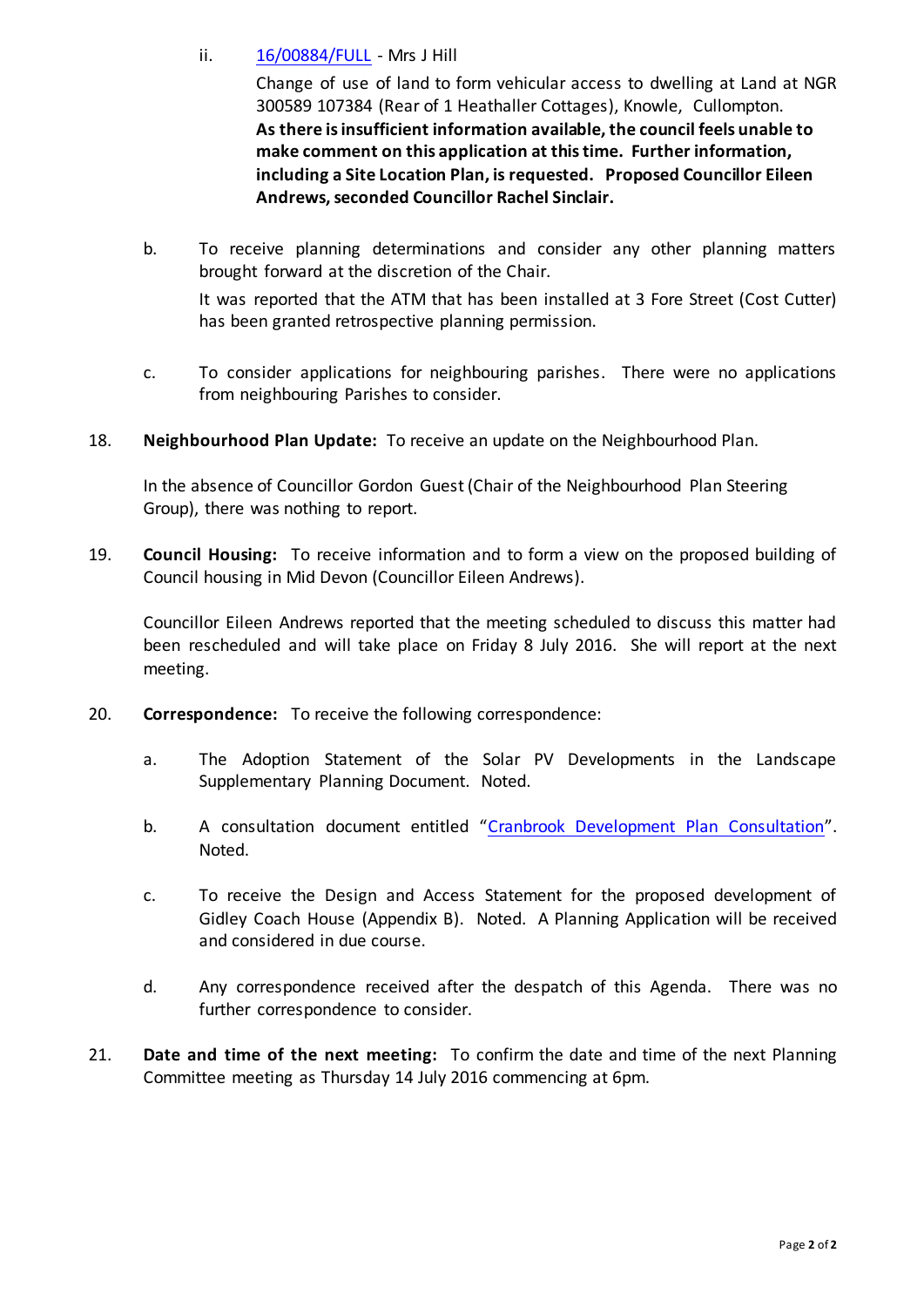ii. 16/00884/FULL - Mrs J Hill

Change of use of land to form vehicular access to dwelling at Land at NGR 300589 107384 (Rear of 1 Heathaller Cottages), Knowle, Cullompton.
**As there is insufficient information available, the council feels unable to make comment on this application at this time. Further information, including a Site Location Plan, is requested. Proposed Councillor Eileen Andrews, seconded Councillor Rachel Sinclair.**

b. To receive planning determinations and consider any other planning matters brought forward at the discretion of the Chair.

It was reported that the ATM that has been installed at 3 Fore Street (Cost Cutter) has been granted retrospective planning permission.

c. To consider applications for neighbouring parishes. There were no applications from neighbouring Parishes to consider.

18. **Neighbourhood Plan Update:** To receive an update on the Neighbourhood Plan.

In the absence of Councillor Gordon Guest (Chair of the Neighbourhood Plan Steering Group), there was nothing to report.

19. **Council Housing:** To receive information and to form a view on the proposed building of Council housing in Mid Devon (Councillor Eileen Andrews).

Councillor Eileen Andrews reported that the meeting scheduled to discuss this matter had been rescheduled and will take place on Friday 8 July 2016. She will report at the next meeting.

20. **Correspondence:** To receive the following correspondence:

a. The Adoption Statement of the Solar PV Developments in the Landscape Supplementary Planning Document. Noted.

b. A consultation document entitled "Cranbrook Development Plan Consultation". Noted.

c. To receive the Design and Access Statement for the proposed development of Gidley Coach House (Appendix B). Noted. A Planning Application will be received and considered in due course.

d. Any correspondence received after the despatch of this Agenda. There was no further correspondence to consider.

21. **Date and time of the next meeting:** To confirm the date and time of the next Planning Committee meeting as Thursday 14 July 2016 commencing at 6pm.